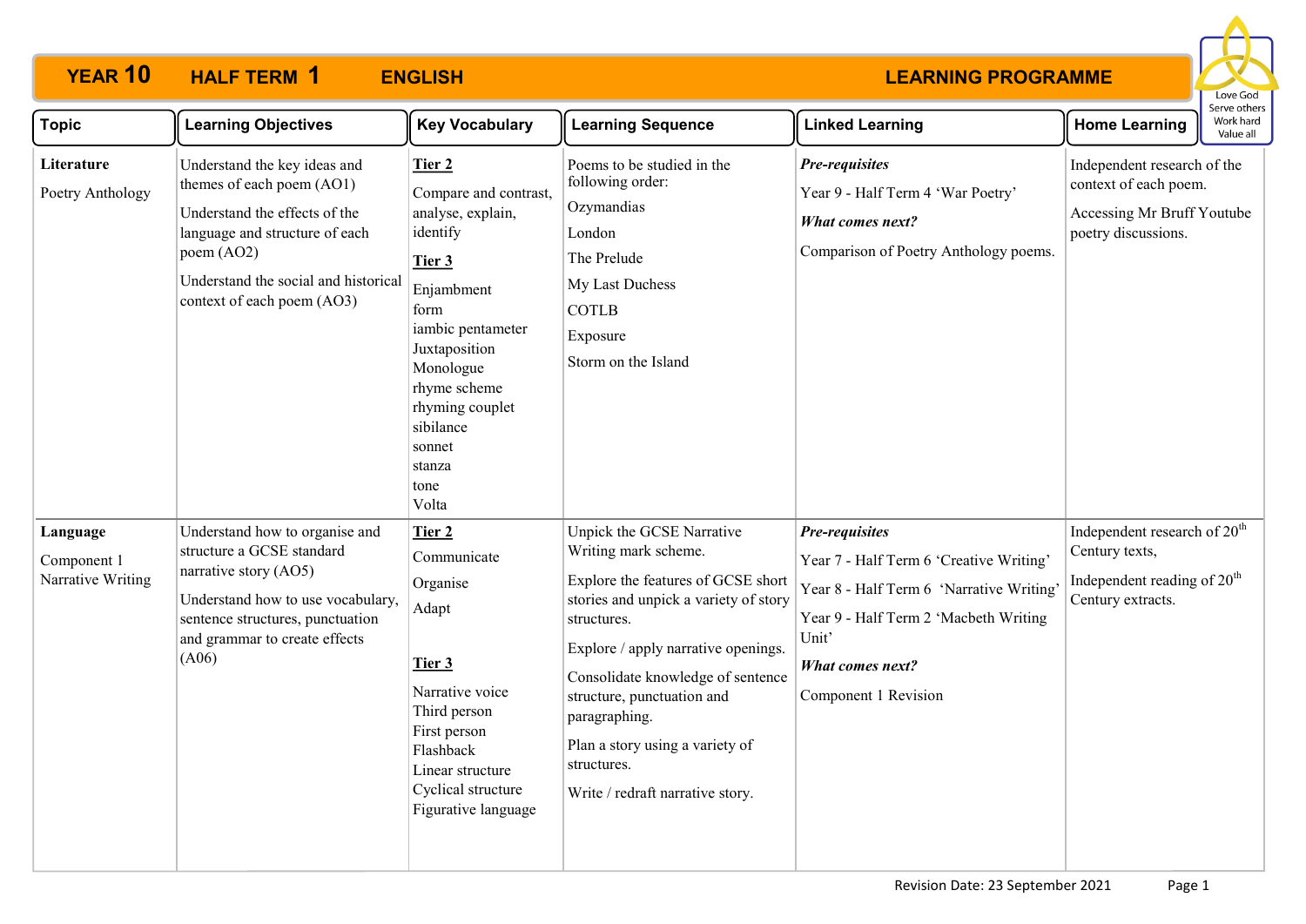# YEAR 10 HALF TERM 1 ENGLISH LEARNING PROGRAMME

Love God
Serve others
Work hard
Value all

| Topic | Learning Objectives | Key Vocabulary | Learning Sequence | Linked Learning | Home Learning |
|---|---|---|---|---|---|
| **Literature**<br><br>Poetry Anthology | Understand the key ideas and themes of each poem (AO1)<br><br>Understand the effects of the language and structure of each poem (AO2)<br><br>Understand the social and historical context of each poem (AO3) | **Tier 2**<br><br>Compare and contrast, analyse, explain, identify<br><br>**Tier 3**<br><br>Enjambment<br>form<br>iambic pentameter<br>Juxtaposition<br>Monologue<br>rhyme scheme<br>rhyming couplet<br>sibilance<br>sonnet<br>stanza<br>tone<br>Volta | Poems to be studied in the following order:<br><br>Ozymandias<br><br>London<br><br>The Prelude<br><br>My Last Duchess<br><br>COTLB<br><br>Exposure<br><br>Storm on the Island | ***Pre-requisites***<br><br>Year 9 - Half Term 4 'War Poetry'<br><br>***What comes next?***<br><br>Comparison of Poetry Anthology poems. | Independent research of the context of each poem.<br><br>Accessing Mr Bruff Youtube poetry discussions. |
| **Language**<br><br>Component 1 Narrative Writing | Understand how to organise and structure a GCSE standard narrative story (AO5)<br><br>Understand how to use vocabulary, sentence structures, punctuation and grammar to create effects (A06) | **Tier 2**<br><br>Communicate<br><br>Organise<br><br>Adapt<br><br>**Tier 3**<br><br>Narrative voice<br>Third person<br>First person<br>Flashback<br>Linear structure<br>Cyclical structure<br>Figurative language | Unpick the GCSE Narrative Writing mark scheme.<br><br>Explore the features of GCSE short stories and unpick a variety of story structures.<br><br>Explore / apply narrative openings.<br><br>Consolidate knowledge of sentence structure, punctuation and paragraphing.<br><br>Plan a story using a variety of structures.<br><br>Write / redraft narrative story. | ***Pre-requisites***<br><br>Year 7 - Half Term 6 'Creative Writing'<br><br>Year 8 - Half Term 6 'Narrative Writing'<br><br>Year 9 - Half Term 2 'Macbeth Writing Unit'<br><br>***What comes next?***<br><br>Component 1 Revision | Independent research of 20th Century texts,<br><br>Independent reading of 20th Century extracts. |

Revision Date: 23 September 2021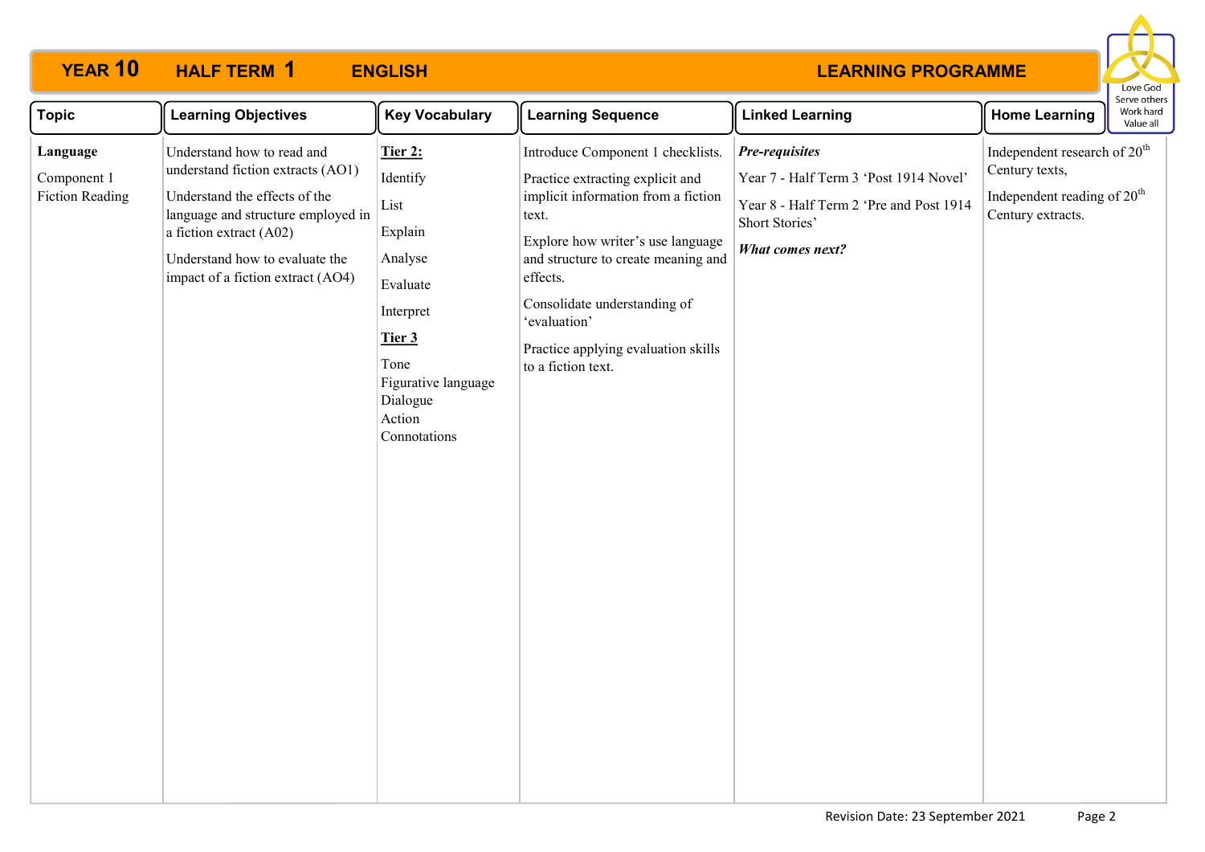# YEAR 10 HALF TERM 1 ENGLISH LEARNING PROGRAMME

Love God
Serve others
Work hard
Value all

| Topic | Learning Objectives | Key Vocabulary | Learning Sequence | Linked Learning | Home Learning |
|---|---|---|---|---|---|
| **Language**<br><br>Component 1 Fiction Reading | Understand how to read and understand fiction extracts (AO1)<br><br>Understand the effects of the language and structure employed in a fiction extract (A02)<br><br>Understand how to evaluate the impact of a fiction extract (AO4) | **Tier 2:**<br><br>Identify<br><br>List<br><br>Explain<br><br>Analyse<br><br>Evaluate<br><br>Interpret<br><br>**Tier 3**<br><br>Tone<br>Figurative language<br>Dialogue<br>Action<br>Connotations | Introduce Component 1 checklists.<br><br>Practice extracting explicit and implicit information from a fiction text.<br><br>Explore how writer's use language and structure to create meaning and effects.<br><br>Consolidate understanding of 'evaluation'<br><br>Practice applying evaluation skills to a fiction text. | ***Pre-requisites***<br><br>Year 7 - Half Term 3 'Post 1914 Novel'<br><br>Year 8 - Half Term 2 'Pre and Post 1914 Short Stories'<br><br>***What comes next?*** | Independent research of 20th Century texts,<br><br>Independent reading of 20th Century extracts. |

Revision Date: 23 September 2021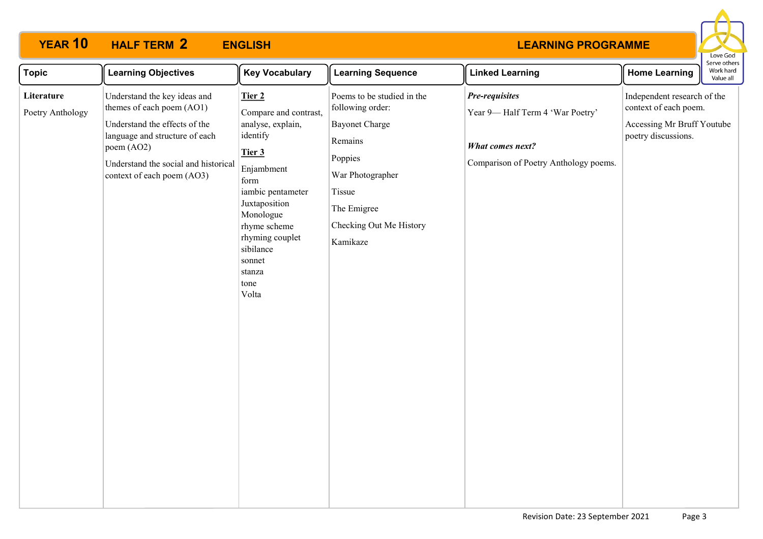# YEAR 10 HALF TERM 2 ENGLISH LEARNING PROGRAMME

Love God
Serve others
Work hard
Value all

| Topic | Learning Objectives | Key Vocabulary | Learning Sequence | Linked Learning | Home Learning |
|---|---|---|---|---|---|
| **Literature**<br><br>Poetry Anthology | Understand the key ideas and themes of each poem (AO1)<br><br>Understand the effects of the language and structure of each poem (AO2)<br><br>Understand the social and historical context of each poem (AO3) | **Tier 2**<br><br>Compare and contrast, analyse, explain, identify<br><br>**Tier 3**<br><br>Enjambment<br>form<br>iambic pentameter<br>Juxtaposition<br>Monologue<br>rhyme scheme<br>rhyming couplet<br>sibilance<br>sonnet<br>stanza<br>tone<br>Volta | Poems to be studied in the following order:<br><br>Bayonet Charge<br><br>Remains<br><br>Poppies<br><br>War Photographer<br><br>Tissue<br><br>The Emigree<br><br>Checking Out Me History<br><br>Kamikaze | ***Pre-requisites***<br><br>Year 9— Half Term 4 'War Poetry'<br><br>***What comes next?***<br><br>Comparison of Poetry Anthology poems. | Independent research of the context of each poem.<br><br>Accessing Mr Bruff Youtube poetry discussions. |

Revision Date: 23 September 2021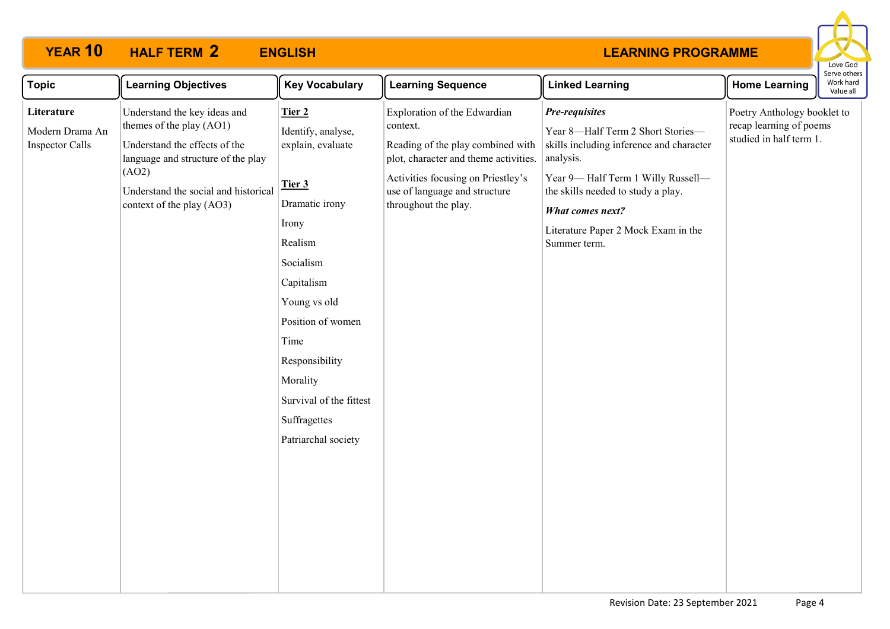# YEAR 10 HALF TERM 2 ENGLISH LEARNING PROGRAMME

| Topic | Learning Objectives | Key Vocabulary | Learning Sequence | Linked Learning | Home Learning |
|---|---|---|---|---|---|
| **Literature**<br><br>Modern Drama An Inspector Calls | Understand the key ideas and themes of the play (AO1)<br><br>Understand the effects of the language and structure of the play (AO2)<br><br>Understand the social and historical context of the play (AO3) | **Tier 2**<br><br>Identify, analyse, explain, evaluate<br><br>**Tier 3**<br><br>Dramatic irony<br><br>Irony<br><br>Realism<br><br>Socialism<br><br>Capitalism<br><br>Young vs old<br><br>Position of women<br><br>Time<br><br>Responsibility<br><br>Morality<br><br>Survival of the fittest<br><br>Suffragettes<br><br>Patriarchal society | Exploration of the Edwardian context.<br><br>Reading of the play combined with plot, character and theme activities.<br><br>Activities focusing on Priestley's use of language and structure throughout the play. | ***Pre-requisites***<br><br>Year 8—Half Term 2 Short Stories—skills including inference and character analysis.<br><br>Year 9— Half Term 1 Willy Russell—the skills needed to study a play.<br><br>***What comes next?***<br><br>Literature Paper 2 Mock Exam in the Summer term. | Poetry Anthology booklet to recap learning of poems studied in half term 1. |

Revision Date: 23 September 2021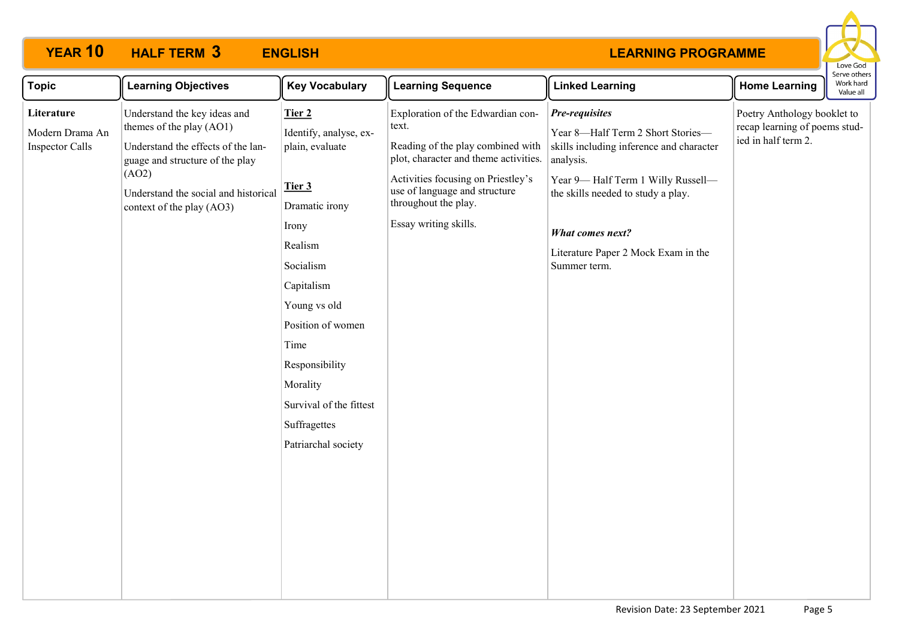# YEAR 10 HALF TERM 3 ENGLISH — LEARNING PROGRAMME

Love God
Serve others
Work hard
Value all

| Topic | Learning Objectives | Key Vocabulary | Learning Sequence | Linked Learning | Home Learning |
|---|---|---|---|---|---|
| **Literature**<br><br>Modern Drama An Inspector Calls | Understand the key ideas and themes of the play (AO1)<br><br>Understand the effects of the language and structure of the play (AO2)<br><br>Understand the social and historical context of the play (AO3) | **Tier 2**<br><br>Identify, analyse, explain, evaluate<br><br>**Tier 3**<br><br>Dramatic irony<br><br>Irony<br><br>Realism<br><br>Socialism<br><br>Capitalism<br><br>Young vs old<br><br>Position of women<br><br>Time<br><br>Responsibility<br><br>Morality<br><br>Survival of the fittest<br><br>Suffragettes<br><br>Patriarchal society | Exploration of the Edwardian context.<br><br>Reading of the play combined with plot, character and theme activities.<br><br>Activities focusing on Priestley's use of language and structure throughout the play.<br><br>Essay writing skills. | ***Pre-requisites***<br><br>Year 8—Half Term 2 Short Stories—skills including inference and character analysis.<br><br>Year 9— Half Term 1 Willy Russell—the skills needed to study a play.<br><br>***What comes next?***<br><br>Literature Paper 2 Mock Exam in the Summer term. | Poetry Anthology booklet to recap learning of poems studied in half term 2. |

Revision Date: 23 September 2021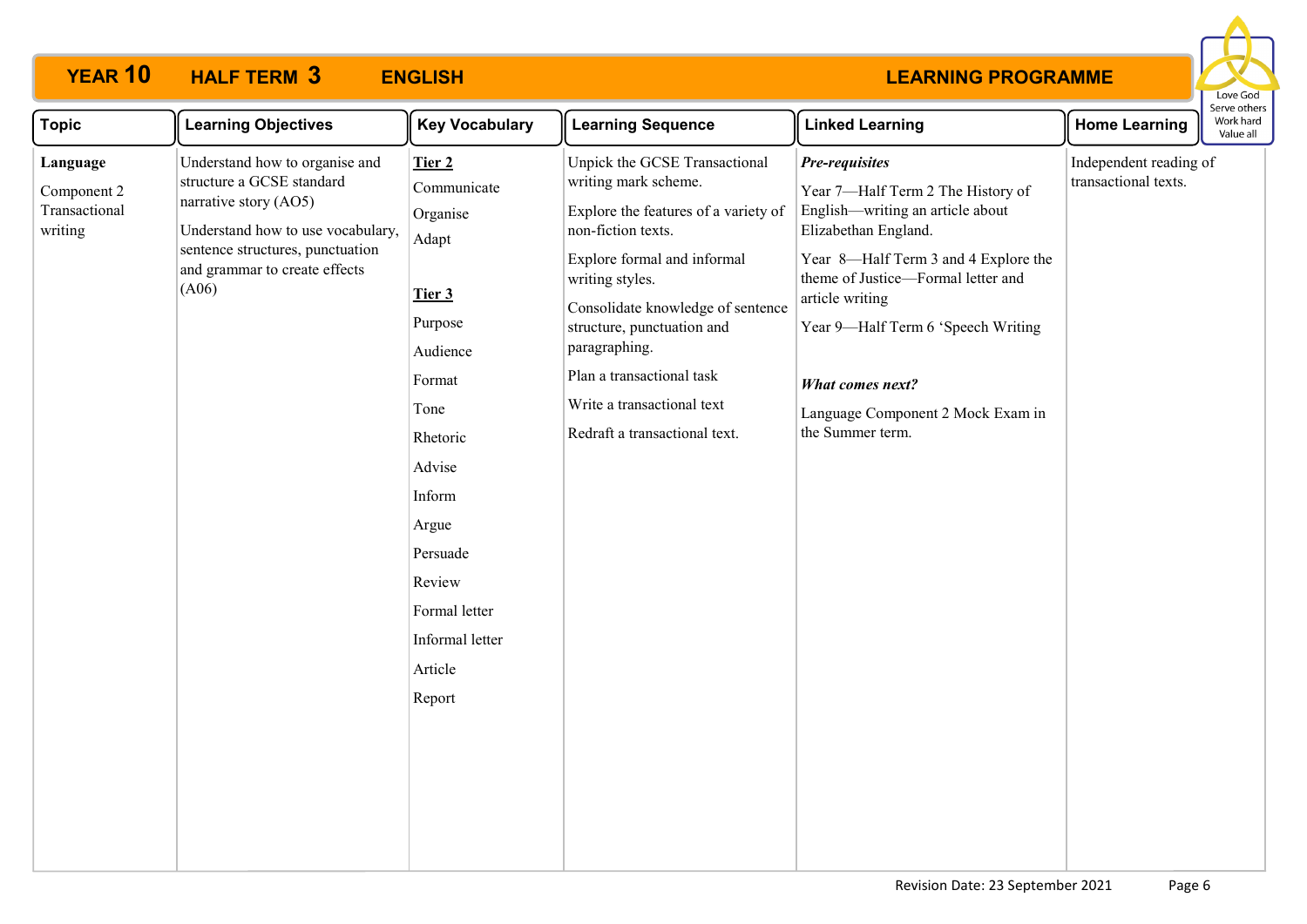# YEAR 10 HALF TERM 3 ENGLISH — LEARNING PROGRAMME

Love God
Serve others
Work hard
Value all

| Topic | Learning Objectives | Key Vocabulary | Learning Sequence | Linked Learning | Home Learning |
|---|---|---|---|---|---|
| **Language**<br><br>Component 2 Transactional writing | Understand how to organise and structure a GCSE standard narrative story (AO5)<br><br>Understand how to use vocabulary, sentence structures, punctuation and grammar to create effects (A06) | **Tier 2**<br>Communicate<br>Organise<br>Adapt<br><br>**Tier 3**<br>Purpose<br>Audience<br>Format<br>Tone<br>Rhetoric<br>Advise<br>Inform<br>Argue<br>Persuade<br>Review<br>Formal letter<br>Informal letter<br>Article<br>Report | Unpick the GCSE Transactional writing mark scheme.<br><br>Explore the features of a variety of non-fiction texts.<br><br>Explore formal and informal writing styles.<br><br>Consolidate knowledge of sentence structure, punctuation and paragraphing.<br><br>Plan a transactional task<br><br>Write a transactional text<br><br>Redraft a transactional text. | ***Pre-requisites***<br><br>Year 7—Half Term 2 The History of English—writing an article about Elizabethan England.<br><br>Year 8—Half Term 3 and 4 Explore the theme of Justice—Formal letter and article writing<br><br>Year 9—Half Term 6 'Speech Writing<br><br>***What comes next?***<br><br>Language Component 2 Mock Exam in the Summer term. | Independent reading of transactional texts. |

Revision Date: 23 September 2021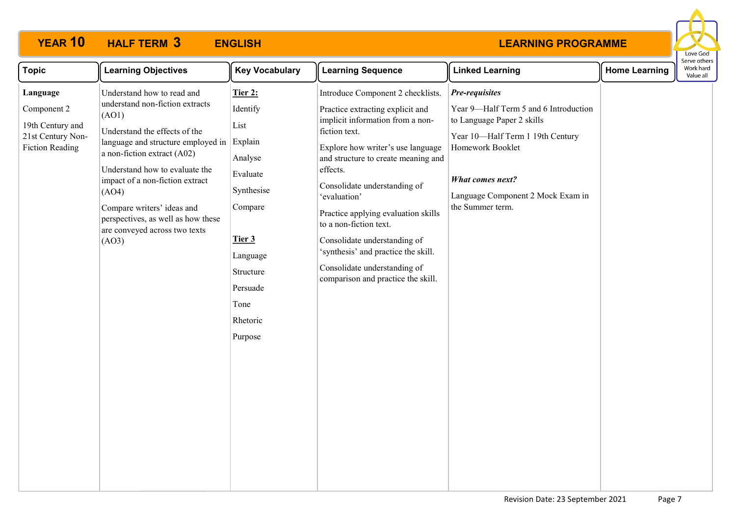# YEAR 10 HALF TERM 3 ENGLISH LEARNING PROGRAMME

Love God
Serve others
Work hard
Value all

| Topic | Learning Objectives | Key Vocabulary | Learning Sequence | Linked Learning | Home Learning |
|---|---|---|---|---|---|
| **Language**<br><br>Component 2<br><br>19th Century and 21st Century Non-Fiction Reading | Understand how to read and understand non-fiction extracts (AO1)<br><br>Understand the effects of the language and structure employed in a non-fiction extract (A02)<br><br>Understand how to evaluate the impact of a non-fiction extract (AO4)<br><br>Compare writers' ideas and perspectives, as well as how these are conveyed across two texts (AO3) | **Tier 2:**<br><br>Identify<br><br>List<br><br>Explain<br><br>Analyse<br><br>Evaluate<br><br>Synthesise<br><br>Compare<br><br>**Tier 3**<br><br>Language<br><br>Structure<br><br>Persuade<br><br>Tone<br><br>Rhetoric<br><br>Purpose | Introduce Component 2 checklists.<br><br>Practice extracting explicit and implicit information from a non-fiction text.<br><br>Explore how writer's use language and structure to create meaning and effects.<br><br>Consolidate understanding of 'evaluation'<br><br>Practice applying evaluation skills to a non-fiction text.<br><br>Consolidate understanding of 'synthesis' and practice the skill.<br><br>Consolidate understanding of comparison and practice the skill. | ***Pre-requisites***<br><br>Year 9—Half Term 5 and 6 Introduction to Language Paper 2 skills<br><br>Year 10—Half Term 1 19th Century Homework Booklet<br><br>***What comes next?***<br><br>Language Component 2 Mock Exam in the Summer term. | |

Revision Date: 23 September 2021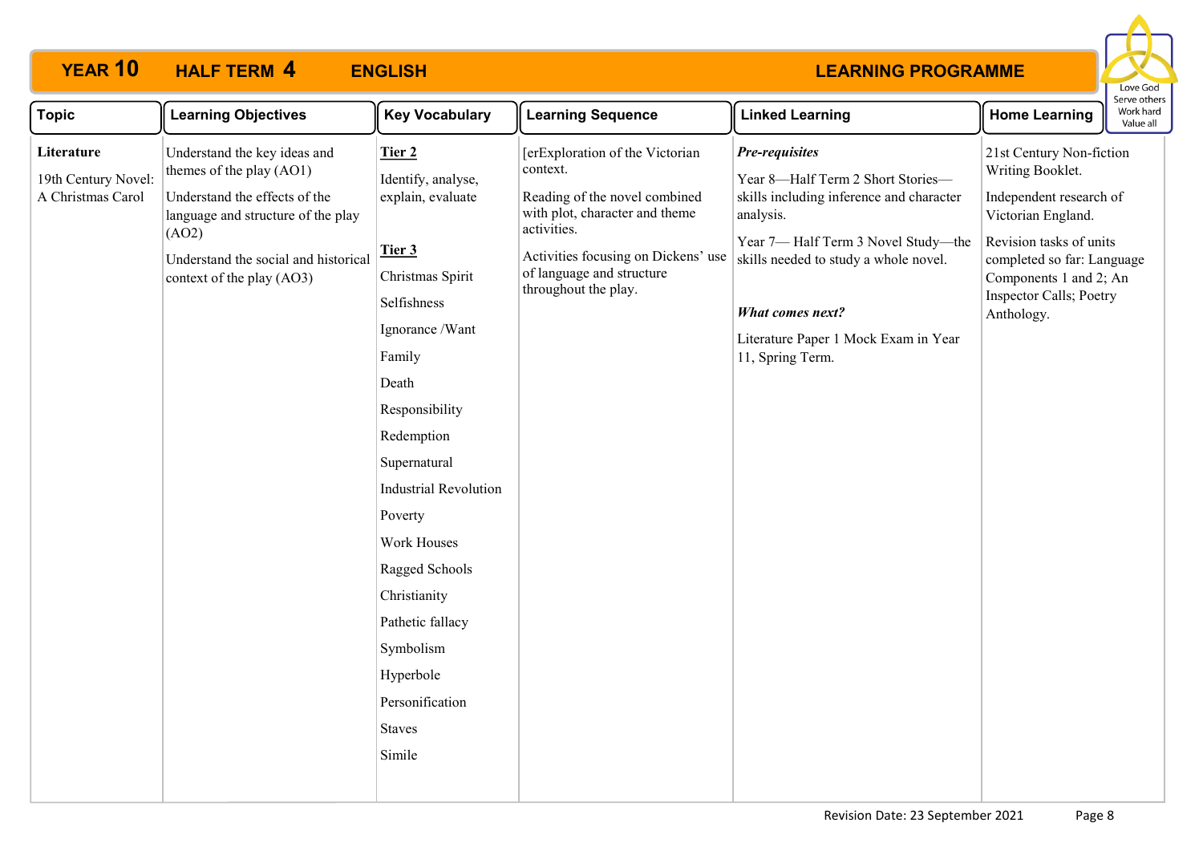# YEAR 10 HALF TERM 4 ENGLISH LEARNING PROGRAMME

Love God
Serve others
Work hard
Value all

| Topic | Learning Objectives | Key Vocabulary | Learning Sequence | Linked Learning | Home Learning |
|---|---|---|---|---|---|
| **Literature**<br><br>19th Century Novel: A Christmas Carol | Understand the key ideas and themes of the play (AO1)<br><br>Understand the effects of the language and structure of the play (AO2)<br><br>Understand the social and historical context of the play (AO3) | **Tier 2**<br><br>Identify, analyse, explain, evaluate<br><br>**Tier 3**<br><br>Christmas Spirit<br>Selfishness<br>Ignorance /Want<br>Family<br>Death<br>Responsibility<br>Redemption<br>Supernatural<br>Industrial Revolution<br>Poverty<br>Work Houses<br>Ragged Schools<br>Christianity<br>Pathetic fallacy<br>Symbolism<br>Hyperbole<br>Personification<br>Staves<br>Simile | [erExploration of the Victorian context.<br><br>Reading of the novel combined with plot, character and theme activities.<br><br>Activities focusing on Dickens' use of language and structure throughout the play. | ***Pre-requisites***<br><br>Year 8—Half Term 2 Short Stories—skills including inference and character analysis.<br><br>Year 7— Half Term 3 Novel Study—the skills needed to study a whole novel.<br><br>***What comes next?***<br><br>Literature Paper 1 Mock Exam in Year 11, Spring Term. | 21st Century Non-fiction Writing Booklet.<br><br>Independent research of Victorian England.<br><br>Revision tasks of units completed so far: Language Components 1 and 2; An Inspector Calls; Poetry Anthology. |

Revision Date: 23 September 2021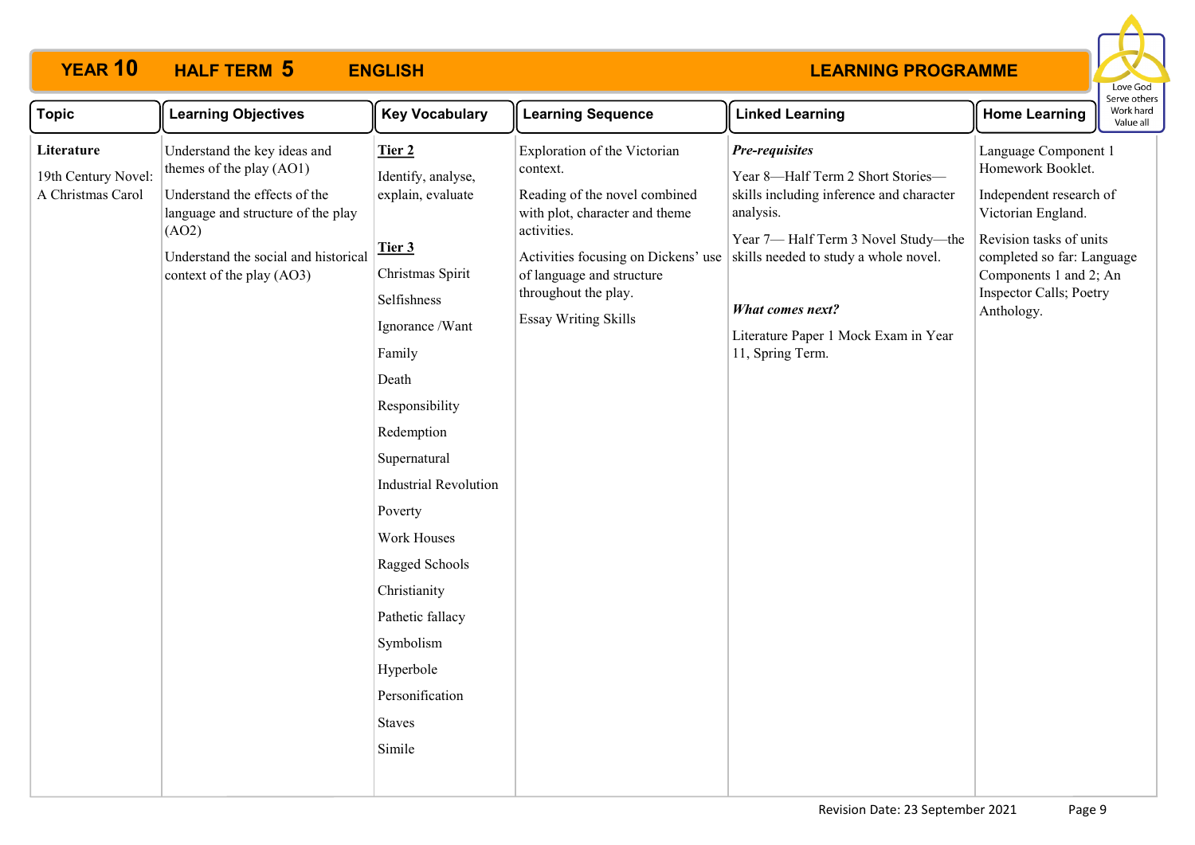# YEAR 10 HALF TERM 5 ENGLISH LEARNING PROGRAMME

| Topic | Learning Objectives | Key Vocabulary | Learning Sequence | Linked Learning | Home Learning |
|---|---|---|---|---|---|
| **Literature**<br><br>19th Century Novel: A Christmas Carol | Understand the key ideas and themes of the play (AO1)<br><br>Understand the effects of the language and structure of the play (AO2)<br><br>Understand the social and historical context of the play (AO3) | **Tier 2**<br><br>Identify, analyse, explain, evaluate<br><br>**Tier 3**<br><br>Christmas Spirit<br><br>Selfishness<br><br>Ignorance /Want<br><br>Family<br><br>Death<br><br>Responsibility<br><br>Redemption<br><br>Supernatural<br><br>Industrial Revolution<br><br>Poverty<br><br>Work Houses<br><br>Ragged Schools<br><br>Christianity<br><br>Pathetic fallacy<br><br>Symbolism<br><br>Hyperbole<br><br>Personification<br><br>Staves<br><br>Simile | Exploration of the Victorian context.<br><br>Reading of the novel combined with plot, character and theme activities.<br><br>Activities focusing on Dickens' use of language and structure throughout the play.<br><br>Essay Writing Skills | ***Pre-requisites***<br><br>Year 8—Half Term 2 Short Stories—skills including inference and character analysis.<br><br>Year 7— Half Term 3 Novel Study—the skills needed to study a whole novel.<br><br>***What comes next?***<br><br>Literature Paper 1 Mock Exam in Year 11, Spring Term. | Language Component 1 Homework Booklet.<br><br>Independent research of Victorian England.<br><br>Revision tasks of units completed so far: Language Components 1 and 2; An Inspector Calls; Poetry Anthology. |

Revision Date: 23 September 2021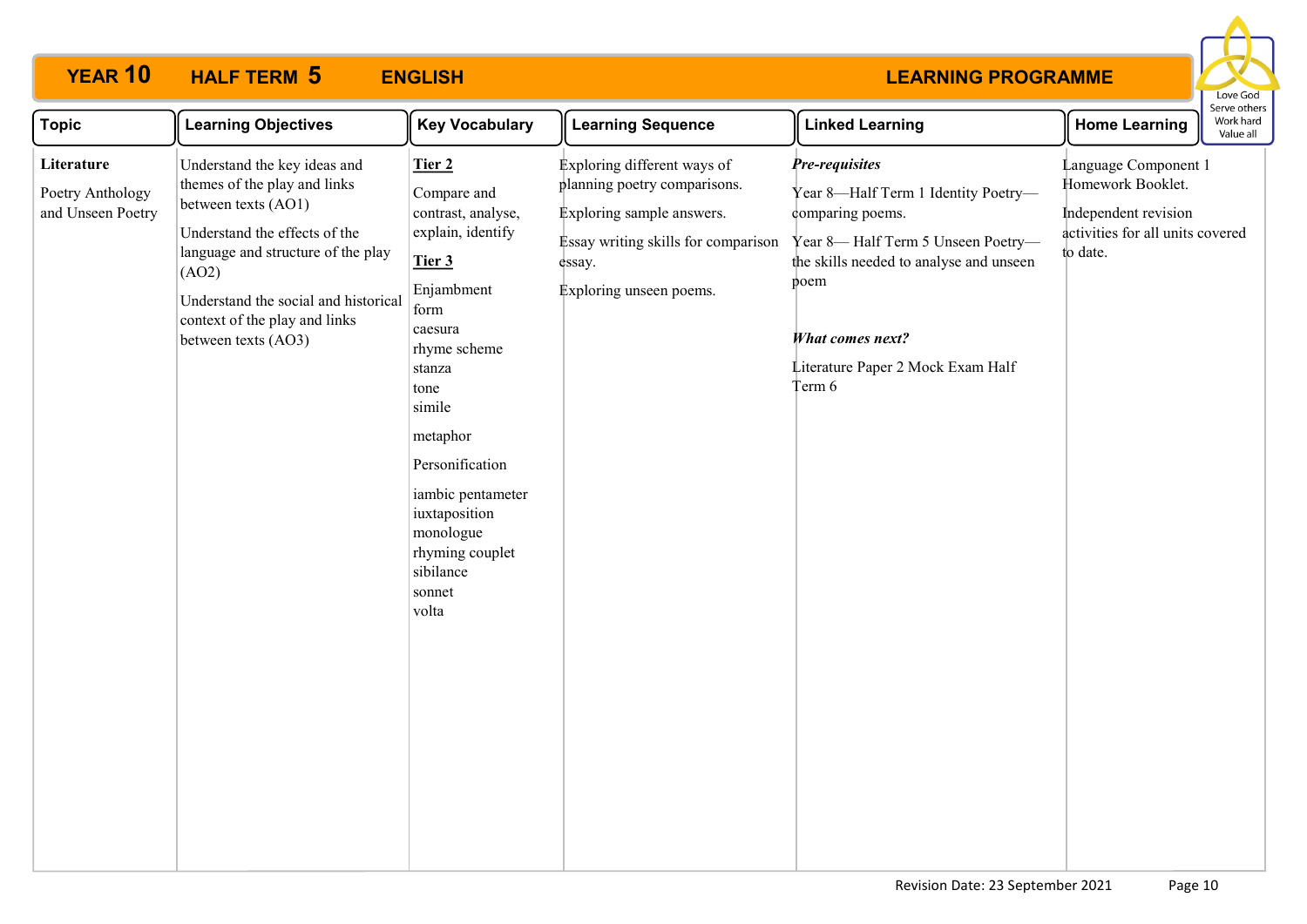# YEAR 10 HALF TERM 5 ENGLISH — LEARNING PROGRAMME

Love God
Serve others
Work hard
Value all

| Topic | Learning Objectives | Key Vocabulary | Learning Sequence | Linked Learning | Home Learning |
|---|---|---|---|---|---|
| **Literature**<br><br>Poetry Anthology and Unseen Poetry | Understand the key ideas and themes of the play and links between texts (AO1)<br><br>Understand the effects of the language and structure of the play (AO2)<br><br>Understand the social and historical context of the play and links between texts (AO3) | **Tier 2**<br><br>Compare and contrast, analyse, explain, identify<br><br>**Tier 3**<br><br>Enjambment<br>form<br>caesura<br>rhyme scheme<br>stanza<br>tone<br>simile<br><br>metaphor<br><br>Personification<br><br>iambic pentameter<br>iuxtaposition<br>monologue<br>rhyming couplet<br>sibilance<br>sonnet<br>volta | Exploring different ways of planning poetry comparisons.<br><br>Exploring sample answers.<br><br>Essay writing skills for comparison essay.<br><br>Exploring unseen poems. | ***Pre-requisites***<br><br>Year 8—Half Term 1 Identity Poetry—comparing poems.<br><br>Year 8— Half Term 5 Unseen Poetry—the skills needed to analyse and unseen poem<br><br>***What comes next?***<br><br>Literature Paper 2 Mock Exam Half Term 6 | Language Component 1 Homework Booklet.<br><br>Independent revision activities for all units covered to date. |

Revision Date: 23 September 2021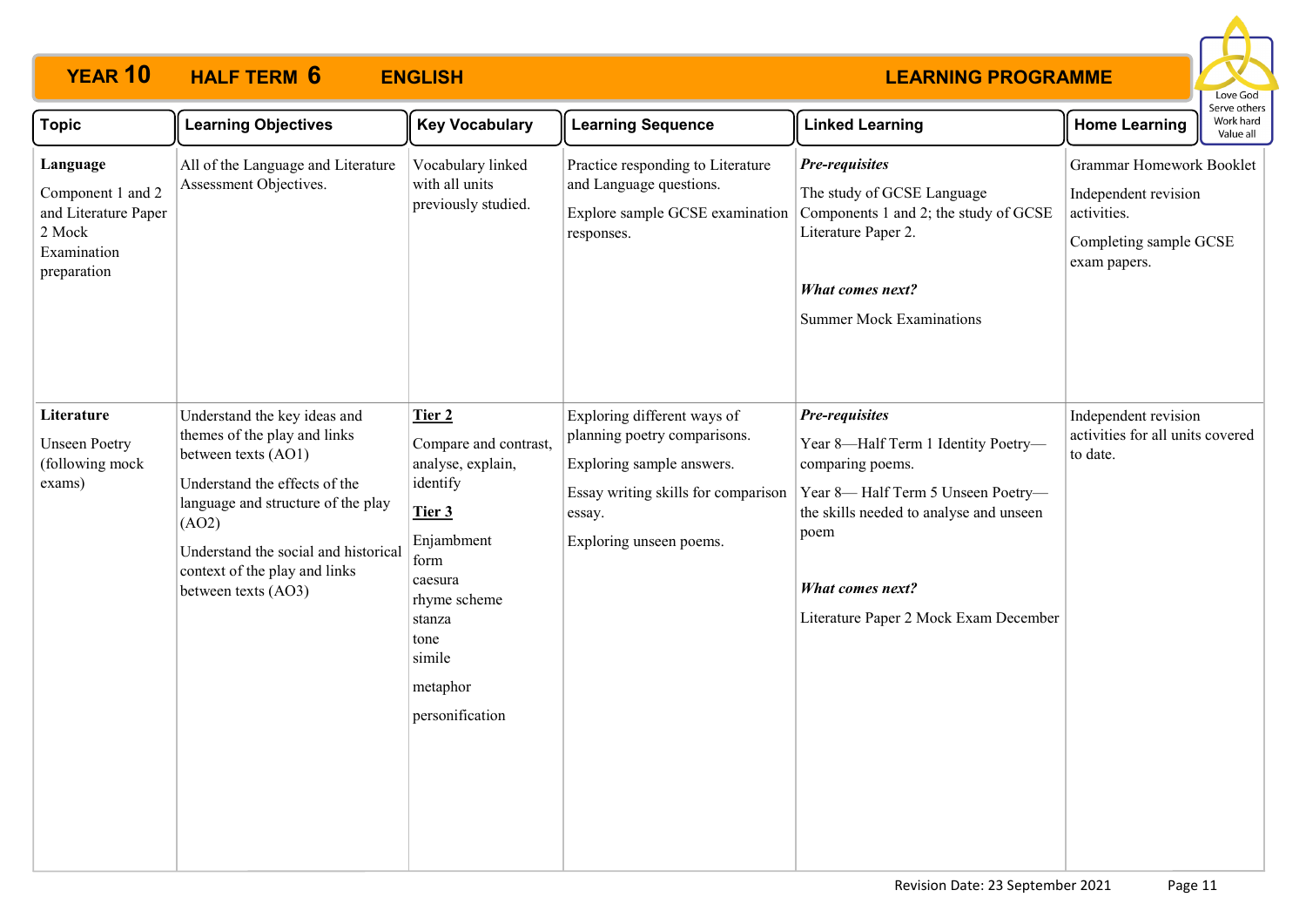# YEAR 10 HALF TERM 6 ENGLISH LEARNING PROGRAMME

Love God
Serve others
Work hard
Value all

| Topic | Learning Objectives | Key Vocabulary | Learning Sequence | Linked Learning | Home Learning |
|---|---|---|---|---|---|
| **Language**<br>Component 1 and 2 and Literature Paper 2 Mock Examination preparation | All of the Language and Literature Assessment Objectives. | Vocabulary linked with all units previously studied. | Practice responding to Literature and Language questions.<br>Explore sample GCSE examination responses. | ***Pre-requisites***<br>The study of GCSE Language Components 1 and 2; the study of GCSE Literature Paper 2.<br>***What comes next?***<br>Summer Mock Examinations | Grammar Homework Booklet<br>Independent revision activities.<br>Completing sample GCSE exam papers. |
| **Literature**<br>Unseen Poetry (following mock exams) | Understand the key ideas and themes of the play and links between texts (AO1)<br>Understand the effects of the language and structure of the play (AO2)<br>Understand the social and historical context of the play and links between texts (AO3) | **Tier 2**<br>Compare and contrast, analyse, explain, identify<br>**Tier 3**<br>Enjambment<br>form<br>caesura<br>rhyme scheme<br>stanza<br>tone<br>simile<br>metaphor<br>personification | Exploring different ways of planning poetry comparisons.<br>Exploring sample answers.<br>Essay writing skills for comparison essay.<br>Exploring unseen poems. | ***Pre-requisites***<br>Year 8—Half Term 1 Identity Poetry—comparing poems.<br>Year 8— Half Term 5 Unseen Poetry—the skills needed to analyse and unseen poem<br>***What comes next?***<br>Literature Paper 2 Mock Exam December | Independent revision activities for all units covered to date. |

Revision Date: 23 September 2021